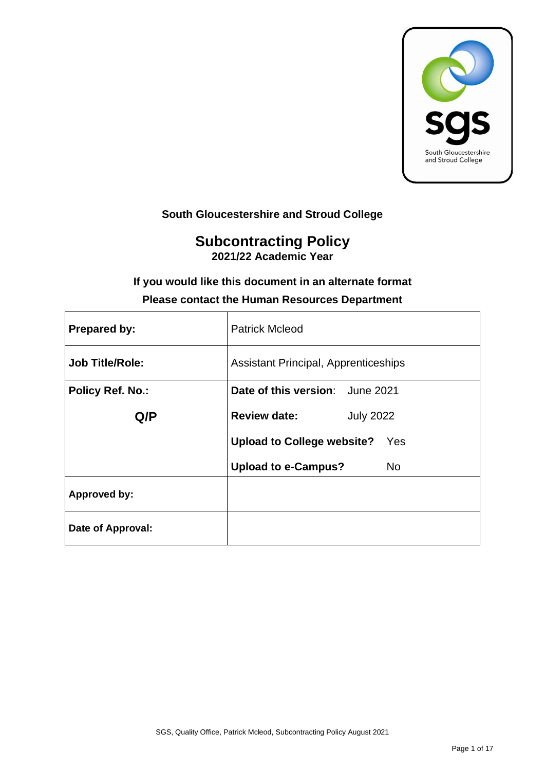**South Gloucestershire and Stroud College**

# Subcontracting Policy

**2021/22 Academic Year**

**If you would like this document in an alternate format**

**Please contact the Human Resources Department**

| | |
|---|---|
| **Prepared by:** | Patrick Mcleod |
| **Job Title/Role:** | Assistant Principal, Apprenticeships |
| **Policy Ref. No.:** **Q/P** | **Date of this version**: June 2021<br>**Review date:** July 2022<br>**Upload to College website?** Yes<br>**Upload to e-Campus?** No |
| **Approved by:** | |
| **Date of Approval:** | |

SGS, Quality Office, Patrick Mcleod, Subcontracting Policy August 2021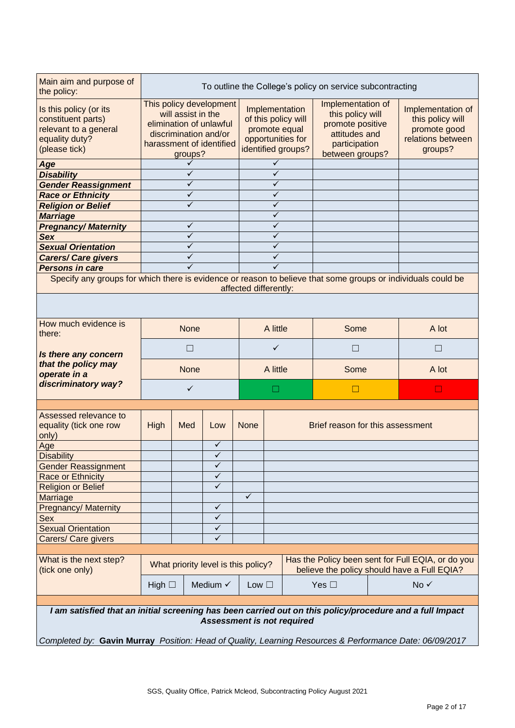| Main aim and purpose of the policy: | To outline the College's policy on service subcontracting | | | |
|---|---|---|---|---|
| Is this policy (or its constituent parts) relevant to a general equality duty? (please tick) | This policy development will assist in the elimination of unlawful discrimination and/or harassment of identified groups? | Implementation of this policy will promote equal opportunities for identified groups? | Implementation of this policy will promote positive attitudes and participation between groups? | Implementation of this policy will promote good relations between groups? |
| ***Age*** | ✓ | ✓ | | |
| ***Disability*** | ✓ | ✓ | | |
| ***Gender Reassignment*** | ✓ | ✓ | | |
| ***Race or Ethnicity*** | ✓ | ✓ | | |
| ***Religion or Belief*** | ✓ | ✓ | | |
| ***Marriage*** | | ✓ | | |
| ***Pregnancy/ Maternity*** | ✓ | ✓ | | |
| ***Sex*** | ✓ | ✓ | | |
| ***Sexual Orientation*** | ✓ | ✓ | | |
| ***Carers/ Care givers*** | ✓ | ✓ | | |
| ***Persons in care*** | ✓ | ✓ | | |

Specify any groups for which there is evidence or reason to believe that some groups or individuals could be affected differently:

| How much evidence is there: | None | A little | Some | A lot |
|---|---|---|---|---|
| | ☐ | ✓ | ☐ | ☐ |
| ***Is there any concern that the policy may operate in a discriminatory way?*** | None | A little | Some | A lot |
| | ✓ | ☐ | ☐ | ☐ |

| Assessed relevance to equality (tick one row only) | High | Med | Low | None | Brief reason for this assessment |
|---|---|---|---|---|---|
| Age | | | ✓ | | |
| Disability | | | ✓ | | |
| Gender Reassignment | | | ✓ | | |
| Race or Ethnicity | | | ✓ | | |
| Religion or Belief | | | ✓ | | |
| Marriage | | | | ✓ | |
| Pregnancy/ Maternity | | | ✓ | | |
| Sex | | | ✓ | | |
| Sexual Orientation | | | ✓ | | |
| Carers/ Care givers | | | ✓ | | |

| What is the next step? (tick one only) | What priority level is this policy? | | | Has the Policy been sent for Full EQIA, or do you believe the policy should have a Full EQIA? | |
|---|---|---|---|---|---|
| | High ☐ | Medium ✓ | Low ☐ | Yes ☐ | No ✓ |

***I am satisfied that an initial screening has been carried out on this policy/procedure and a full Impact Assessment is not required***

*Completed by:* **Gavin Murray** *Position: Head of Quality, Learning Resources & Performance Date: 06/09/2017*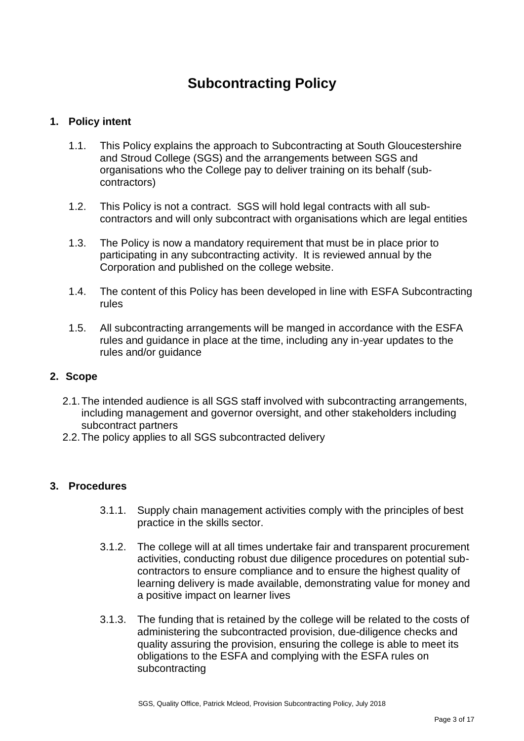# Subcontracting Policy

## 1. Policy intent

1.1. This Policy explains the approach to Subcontracting at South Gloucestershire and Stroud College (SGS) and the arrangements between SGS and organisations who the College pay to deliver training on its behalf (sub-contractors)

1.2. This Policy is not a contract. SGS will hold legal contracts with all sub-contractors and will only subcontract with organisations which are legal entities

1.3. The Policy is now a mandatory requirement that must be in place prior to participating in any subcontracting activity. It is reviewed annual by the Corporation and published on the college website.

1.4. The content of this Policy has been developed in line with ESFA Subcontracting rules

1.5. All subcontracting arrangements will be manged in accordance with the ESFA rules and guidance in place at the time, including any in-year updates to the rules and/or guidance

## 2. Scope

2.1. The intended audience is all SGS staff involved with subcontracting arrangements, including management and governor oversight, and other stakeholders including subcontract partners

2.2. The policy applies to all SGS subcontracted delivery

## 3. Procedures

3.1.1. Supply chain management activities comply with the principles of best practice in the skills sector.

3.1.2. The college will at all times undertake fair and transparent procurement activities, conducting robust due diligence procedures on potential sub-contractors to ensure compliance and to ensure the highest quality of learning delivery is made available, demonstrating value for money and a positive impact on learner lives

3.1.3. The funding that is retained by the college will be related to the costs of administering the subcontracted provision, due-diligence checks and quality assuring the provision, ensuring the college is able to meet its obligations to the ESFA and complying with the ESFA rules on subcontracting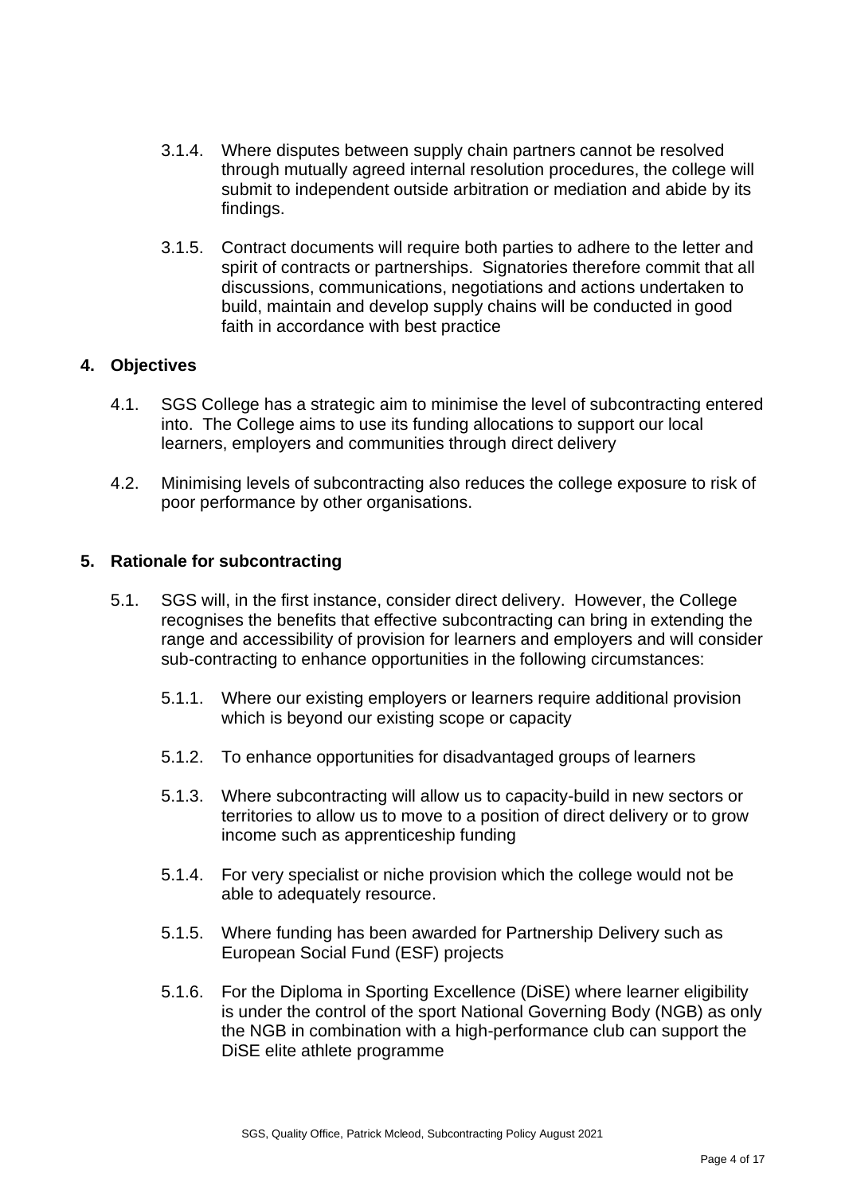3.1.4. Where disputes between supply chain partners cannot be resolved through mutually agreed internal resolution procedures, the college will submit to independent outside arbitration or mediation and abide by its findings.

3.1.5. Contract documents will require both parties to adhere to the letter and spirit of contracts or partnerships. Signatories therefore commit that all discussions, communications, negotiations and actions undertaken to build, maintain and develop supply chains will be conducted in good faith in accordance with best practice

## 4. Objectives

4.1. SGS College has a strategic aim to minimise the level of subcontracting entered into. The College aims to use its funding allocations to support our local learners, employers and communities through direct delivery

4.2. Minimising levels of subcontracting also reduces the college exposure to risk of poor performance by other organisations.

## 5. Rationale for subcontracting

5.1. SGS will, in the first instance, consider direct delivery. However, the College recognises the benefits that effective subcontracting can bring in extending the range and accessibility of provision for learners and employers and will consider sub-contracting to enhance opportunities in the following circumstances:

5.1.1. Where our existing employers or learners require additional provision which is beyond our existing scope or capacity

5.1.2. To enhance opportunities for disadvantaged groups of learners

5.1.3. Where subcontracting will allow us to capacity-build in new sectors or territories to allow us to move to a position of direct delivery or to grow income such as apprenticeship funding

5.1.4. For very specialist or niche provision which the college would not be able to adequately resource.

5.1.5. Where funding has been awarded for Partnership Delivery such as European Social Fund (ESF) projects

5.1.6. For the Diploma in Sporting Excellence (DiSE) where learner eligibility is under the control of the sport National Governing Body (NGB) as only the NGB in combination with a high-performance club can support the DiSE elite athlete programme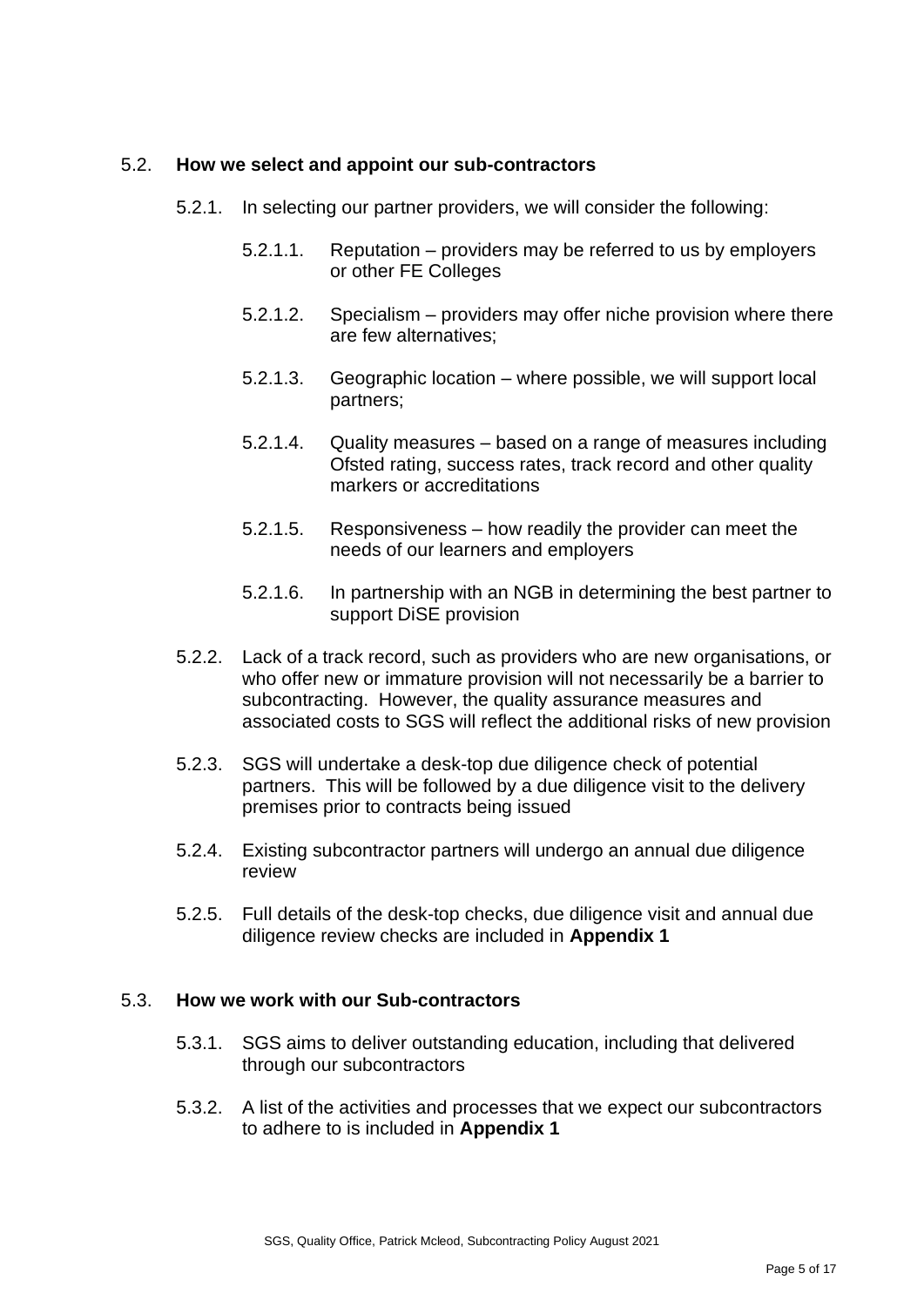## 5.2. How we select and appoint our sub-contractors

5.2.1. In selecting our partner providers, we will consider the following:

5.2.1.1. Reputation – providers may be referred to us by employers or other FE Colleges

5.2.1.2. Specialism – providers may offer niche provision where there are few alternatives;

5.2.1.3. Geographic location – where possible, we will support local partners;

5.2.1.4. Quality measures – based on a range of measures including Ofsted rating, success rates, track record and other quality markers or accreditations

5.2.1.5. Responsiveness – how readily the provider can meet the needs of our learners and employers

5.2.1.6. In partnership with an NGB in determining the best partner to support DiSE provision

5.2.2. Lack of a track record, such as providers who are new organisations, or who offer new or immature provision will not necessarily be a barrier to subcontracting. However, the quality assurance measures and associated costs to SGS will reflect the additional risks of new provision

5.2.3. SGS will undertake a desk-top due diligence check of potential partners. This will be followed by a due diligence visit to the delivery premises prior to contracts being issued

5.2.4. Existing subcontractor partners will undergo an annual due diligence review

5.2.5. Full details of the desk-top checks, due diligence visit and annual due diligence review checks are included in **Appendix 1**

## 5.3. How we work with our Sub-contractors

5.3.1. SGS aims to deliver outstanding education, including that delivered through our subcontractors

5.3.2. A list of the activities and processes that we expect our subcontractors to adhere to is included in **Appendix 1**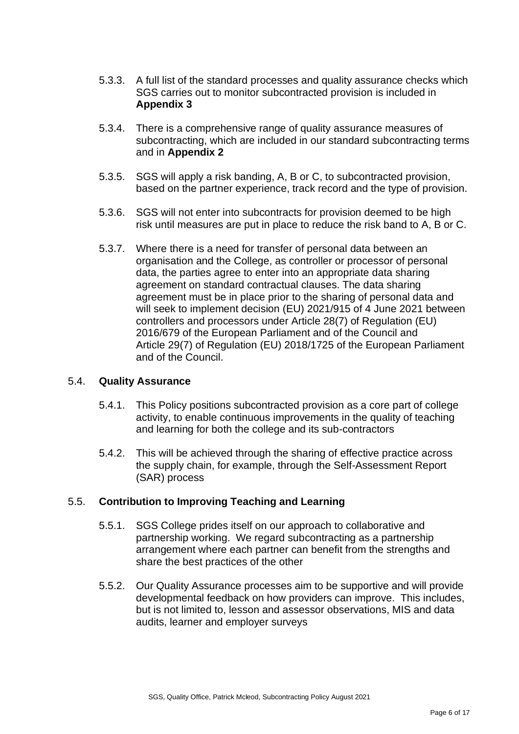5.3.3. A full list of the standard processes and quality assurance checks which SGS carries out to monitor subcontracted provision is included in **Appendix 3**

5.3.4. There is a comprehensive range of quality assurance measures of subcontracting, which are included in our standard subcontracting terms and in **Appendix 2**

5.3.5. SGS will apply a risk banding, A, B or C, to subcontracted provision, based on the partner experience, track record and the type of provision.

5.3.6. SGS will not enter into subcontracts for provision deemed to be high risk until measures are put in place to reduce the risk band to A, B or C.

5.3.7. Where there is a need for transfer of personal data between an organisation and the College, as controller or processor of personal data, the parties agree to enter into an appropriate data sharing agreement on standard contractual clauses. The data sharing agreement must be in place prior to the sharing of personal data and will seek to implement decision (EU) 2021/915 of 4 June 2021 between controllers and processors under Article 28(7) of Regulation (EU) 2016/679 of the European Parliament and of the Council and Article 29(7) of Regulation (EU) 2018/1725 of the European Parliament and of the Council.

## 5.4. Quality Assurance

5.4.1. This Policy positions subcontracted provision as a core part of college activity, to enable continuous improvements in the quality of teaching and learning for both the college and its sub-contractors

5.4.2. This will be achieved through the sharing of effective practice across the supply chain, for example, through the Self-Assessment Report (SAR) process

## 5.5. Contribution to Improving Teaching and Learning

5.5.1. SGS College prides itself on our approach to collaborative and partnership working. We regard subcontracting as a partnership arrangement where each partner can benefit from the strengths and share the best practices of the other

5.5.2. Our Quality Assurance processes aim to be supportive and will provide developmental feedback on how providers can improve. This includes, but is not limited to, lesson and assessor observations, MIS and data audits, learner and employer surveys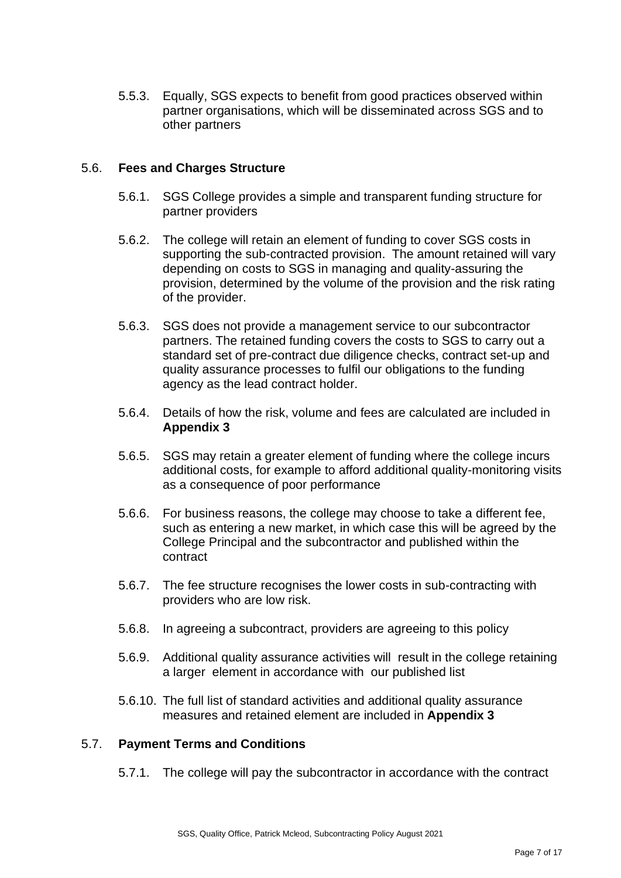5.5.3. Equally, SGS expects to benefit from good practices observed within partner organisations, which will be disseminated across SGS and to other partners

### 5.6. Fees and Charges Structure

5.6.1. SGS College provides a simple and transparent funding structure for partner providers

5.6.2. The college will retain an element of funding to cover SGS costs in supporting the sub-contracted provision. The amount retained will vary depending on costs to SGS in managing and quality-assuring the provision, determined by the volume of the provision and the risk rating of the provider.

5.6.3. SGS does not provide a management service to our subcontractor partners. The retained funding covers the costs to SGS to carry out a standard set of pre-contract due diligence checks, contract set-up and quality assurance processes to fulfil our obligations to the funding agency as the lead contract holder.

5.6.4. Details of how the risk, volume and fees are calculated are included in **Appendix 3**

5.6.5. SGS may retain a greater element of funding where the college incurs additional costs, for example to afford additional quality-monitoring visits as a consequence of poor performance

5.6.6. For business reasons, the college may choose to take a different fee, such as entering a new market, in which case this will be agreed by the College Principal and the subcontractor and published within the contract

5.6.7. The fee structure recognises the lower costs in sub-contracting with providers who are low risk.

5.6.8. In agreeing a subcontract, providers are agreeing to this policy

5.6.9. Additional quality assurance activities will result in the college retaining a larger element in accordance with our published list

5.6.10. The full list of standard activities and additional quality assurance measures and retained element are included in **Appendix 3**

### 5.7. Payment Terms and Conditions

5.7.1. The college will pay the subcontractor in accordance with the contract

SGS, Quality Office, Patrick Mcleod, Subcontracting Policy August 2021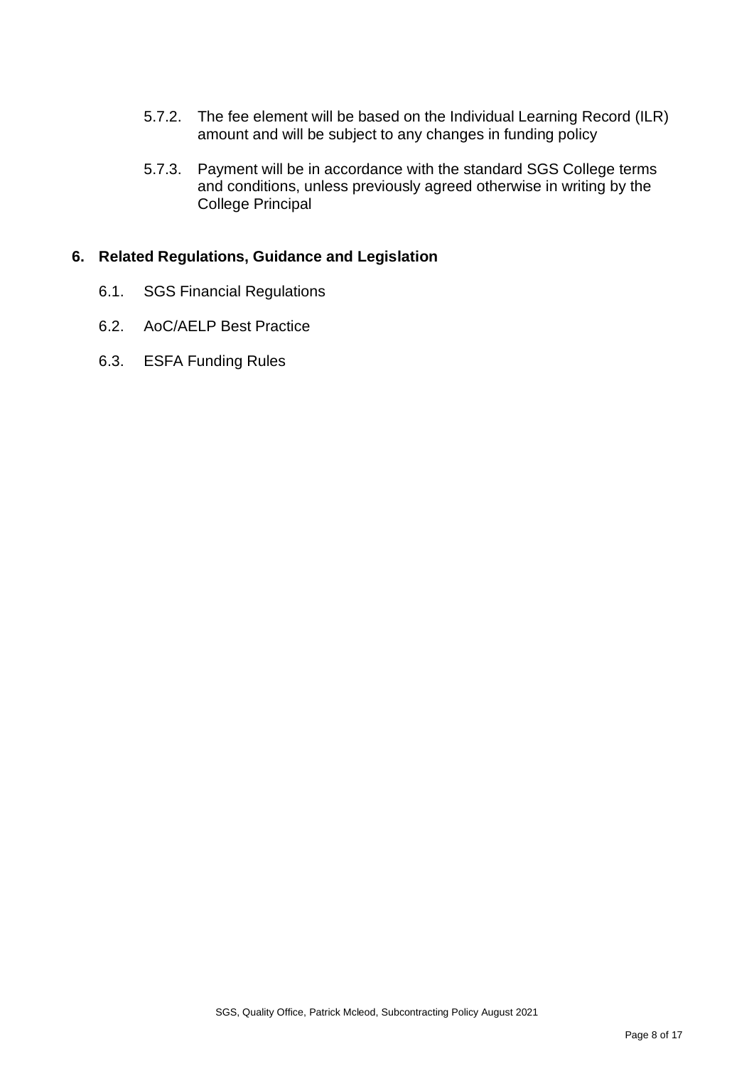5.7.2. The fee element will be based on the Individual Learning Record (ILR) amount and will be subject to any changes in funding policy

5.7.3. Payment will be in accordance with the standard SGS College terms and conditions, unless previously agreed otherwise in writing by the College Principal

## 6. Related Regulations, Guidance and Legislation

6.1. SGS Financial Regulations

6.2. AoC/AELP Best Practice

6.3. ESFA Funding Rules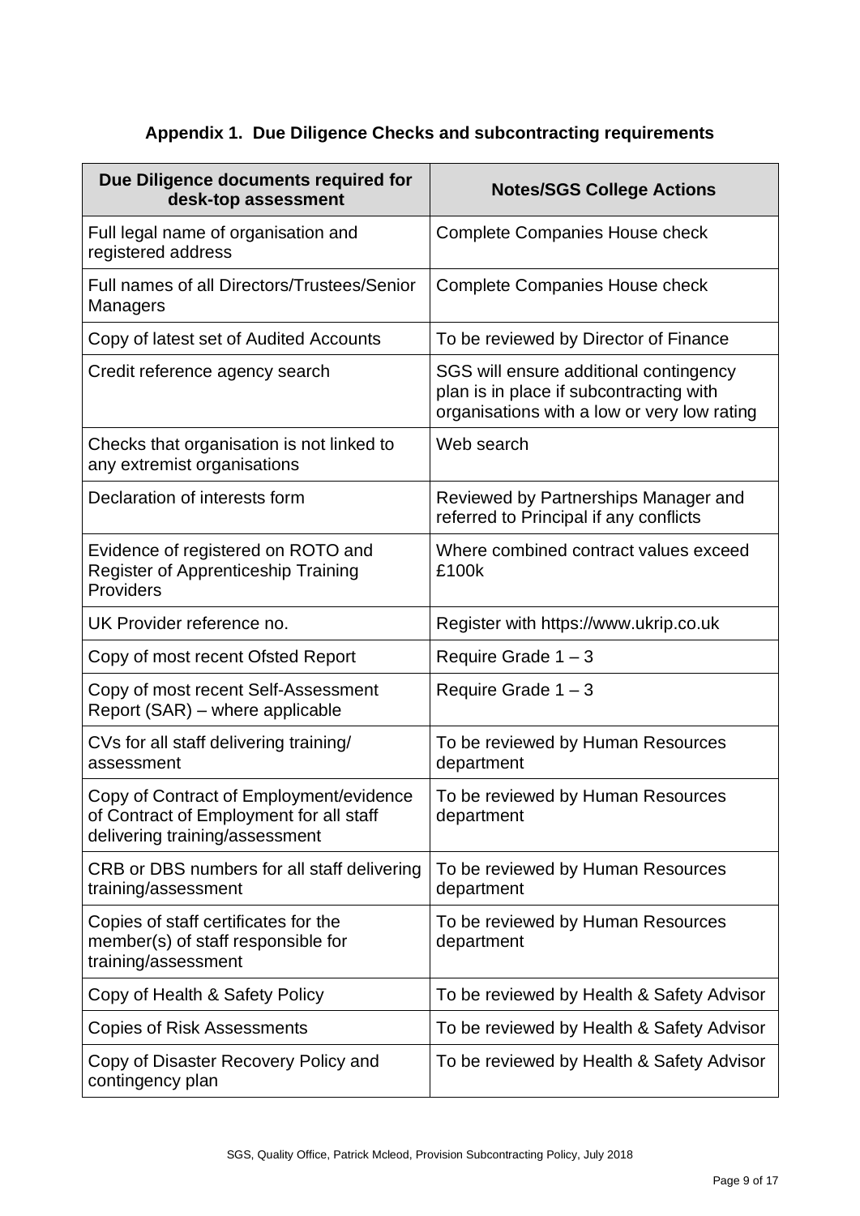## Appendix 1. Due Diligence Checks and subcontracting requirements

| Due Diligence documents required for desk-top assessment | Notes/SGS College Actions |
|---|---|
| Full legal name of organisation and registered address | Complete Companies House check |
| Full names of all Directors/Trustees/Senior Managers | Complete Companies House check |
| Copy of latest set of Audited Accounts | To be reviewed by Director of Finance |
| Credit reference agency search | SGS will ensure additional contingency plan is in place if subcontracting with organisations with a low or very low rating |
| Checks that organisation is not linked to any extremist organisations | Web search |
| Declaration of interests form | Reviewed by Partnerships Manager and referred to Principal if any conflicts |
| Evidence of registered on ROTO and Register of Apprenticeship Training Providers | Where combined contract values exceed £100k |
| UK Provider reference no. | Register with https://www.ukrip.co.uk |
| Copy of most recent Ofsted Report | Require Grade 1 – 3 |
| Copy of most recent Self-Assessment Report (SAR) – where applicable | Require Grade 1 – 3 |
| CVs for all staff delivering training/ assessment | To be reviewed by Human Resources department |
| Copy of Contract of Employment/evidence of Contract of Employment for all staff delivering training/assessment | To be reviewed by Human Resources department |
| CRB or DBS numbers for all staff delivering training/assessment | To be reviewed by Human Resources department |
| Copies of staff certificates for the member(s) of staff responsible for training/assessment | To be reviewed by Human Resources department |
| Copy of Health & Safety Policy | To be reviewed by Health & Safety Advisor |
| Copies of Risk Assessments | To be reviewed by Health & Safety Advisor |
| Copy of Disaster Recovery Policy and contingency plan | To be reviewed by Health & Safety Advisor |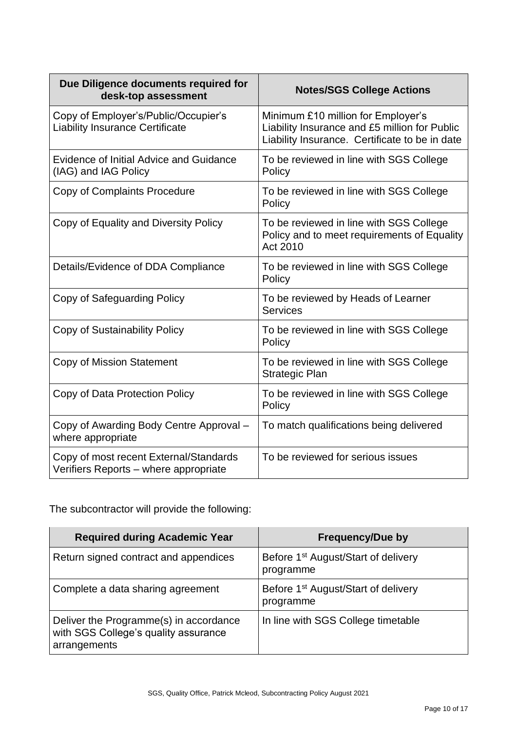| Due Diligence documents required for desk-top assessment | Notes/SGS College Actions |
| --- | --- |
| Copy of Employer's/Public/Occupier's Liability Insurance Certificate | Minimum £10 million for Employer's Liability Insurance and £5 million for Public Liability Insurance. Certificate to be in date |
| Evidence of Initial Advice and Guidance (IAG) and IAG Policy | To be reviewed in line with SGS College Policy |
| Copy of Complaints Procedure | To be reviewed in line with SGS College Policy |
| Copy of Equality and Diversity Policy | To be reviewed in line with SGS College Policy and to meet requirements of Equality Act 2010 |
| Details/Evidence of DDA Compliance | To be reviewed in line with SGS College Policy |
| Copy of Safeguarding Policy | To be reviewed by Heads of Learner Services |
| Copy of Sustainability Policy | To be reviewed in line with SGS College Policy |
| Copy of Mission Statement | To be reviewed in line with SGS College Strategic Plan |
| Copy of Data Protection Policy | To be reviewed in line with SGS College Policy |
| Copy of Awarding Body Centre Approval – where appropriate | To match qualifications being delivered |
| Copy of most recent External/Standards Verifiers Reports – where appropriate | To be reviewed for serious issues |

The subcontractor will provide the following:

| Required during Academic Year | Frequency/Due by |
| --- | --- |
| Return signed contract and appendices | Before 1st August/Start of delivery programme |
| Complete a data sharing agreement | Before 1st August/Start of delivery programme |
| Deliver the Programme(s) in accordance with SGS College's quality assurance arrangements | In line with SGS College timetable |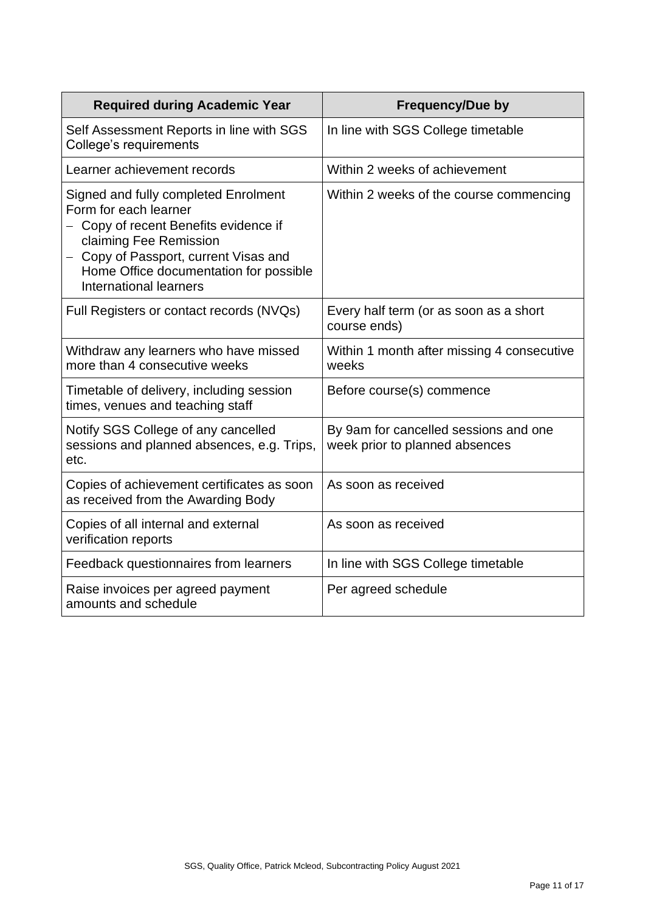| Required during Academic Year | Frequency/Due by |
|---|---|
| Self Assessment Reports in line with SGS College's requirements | In line with SGS College timetable |
| Learner achievement records | Within 2 weeks of achievement |
| Signed and fully completed Enrolment Form for each learner<br>– Copy of recent Benefits evidence if claiming Fee Remission<br>– Copy of Passport, current Visas and Home Office documentation for possible International learners | Within 2 weeks of the course commencing |
| Full Registers or contact records (NVQs) | Every half term (or as soon as a short course ends) |
| Withdraw any learners who have missed more than 4 consecutive weeks | Within 1 month after missing 4 consecutive weeks |
| Timetable of delivery, including session times, venues and teaching staff | Before course(s) commence |
| Notify SGS College of any cancelled sessions and planned absences, e.g. Trips, etc. | By 9am for cancelled sessions and one week prior to planned absences |
| Copies of achievement certificates as soon as received from the Awarding Body | As soon as received |
| Copies of all internal and external verification reports | As soon as received |
| Feedback questionnaires from learners | In line with SGS College timetable |
| Raise invoices per agreed payment amounts and schedule | Per agreed schedule |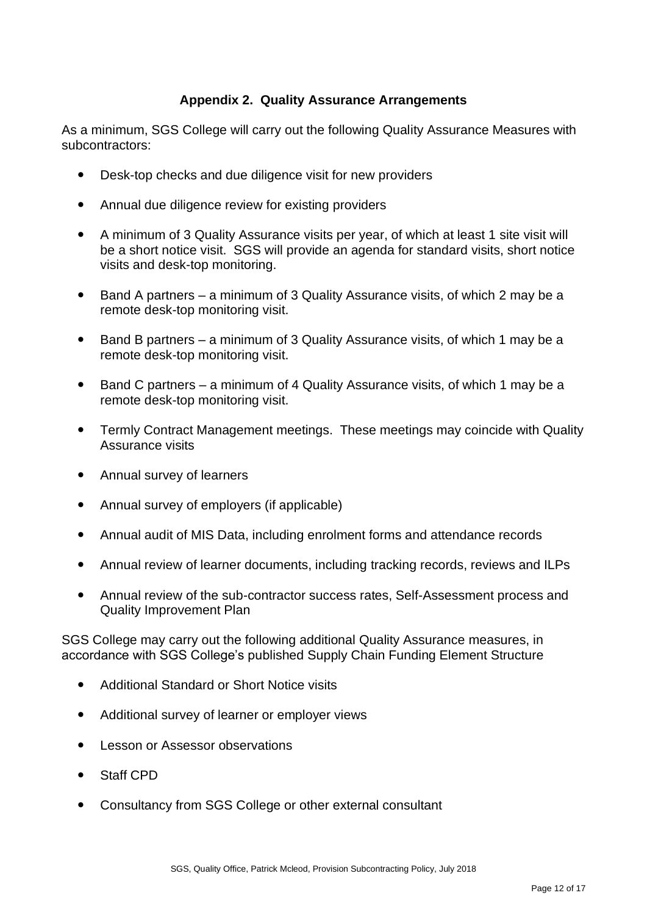## Appendix 2. Quality Assurance Arrangements

As a minimum, SGS College will carry out the following Quality Assurance Measures with subcontractors:

- Desk-top checks and due diligence visit for new providers
- Annual due diligence review for existing providers
- A minimum of 3 Quality Assurance visits per year, of which at least 1 site visit will be a short notice visit. SGS will provide an agenda for standard visits, short notice visits and desk-top monitoring.
- Band A partners – a minimum of 3 Quality Assurance visits, of which 2 may be a remote desk-top monitoring visit.
- Band B partners – a minimum of 3 Quality Assurance visits, of which 1 may be a remote desk-top monitoring visit.
- Band C partners – a minimum of 4 Quality Assurance visits, of which 1 may be a remote desk-top monitoring visit.
- Termly Contract Management meetings. These meetings may coincide with Quality Assurance visits
- Annual survey of learners
- Annual survey of employers (if applicable)
- Annual audit of MIS Data, including enrolment forms and attendance records
- Annual review of learner documents, including tracking records, reviews and ILPs
- Annual review of the sub-contractor success rates, Self-Assessment process and Quality Improvement Plan

SGS College may carry out the following additional Quality Assurance measures, in accordance with SGS College's published Supply Chain Funding Element Structure

- Additional Standard or Short Notice visits
- Additional survey of learner or employer views
- Lesson or Assessor observations
- Staff CPD
- Consultancy from SGS College or other external consultant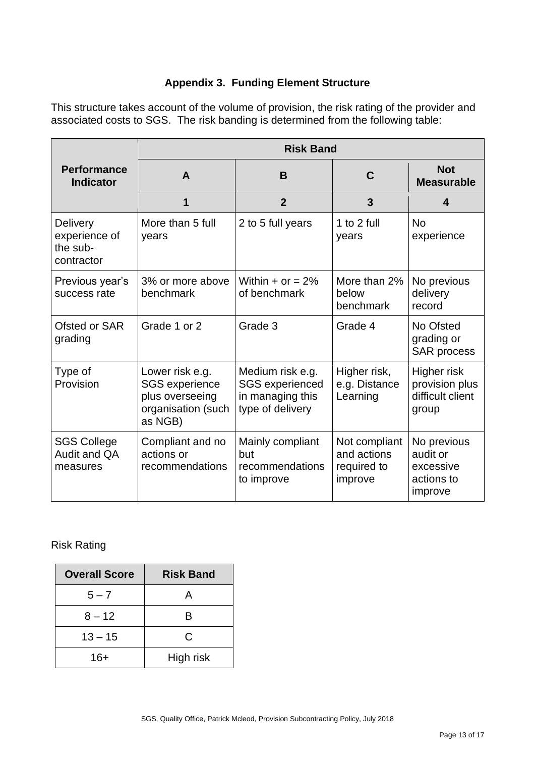**Appendix 3. Funding Element Structure**

This structure takes account of the volume of provision, the risk rating of the provider and associated costs to SGS. The risk banding is determined from the following table:

| Performance Indicator | Risk Band | | | |
|---|---|---|---|---|
| | A | B | C | Not Measurable |
| | 1 | 2 | 3 | 4 |
| Delivery experience of the sub-contractor | More than 5 full years | 2 to 5 full years | 1 to 2 full years | No experience |
| Previous year's success rate | 3% or more above benchmark | Within + or = 2% of benchmark | More than 2% below benchmark | No previous delivery record |
| Ofsted or SAR grading | Grade 1 or 2 | Grade 3 | Grade 4 | No Ofsted grading or SAR process |
| Type of Provision | Lower risk e.g. SGS experience plus overseeing organisation (such as NGB) | Medium risk e.g. SGS experienced in managing this type of delivery | Higher risk, e.g. Distance Learning | Higher risk provision plus difficult client group |
| SGS College Audit and QA measures | Compliant and no actions or recommendations | Mainly compliant but recommendations to improve | Not compliant and actions required to improve | No previous audit or excessive actions to improve |

Risk Rating

| Overall Score | Risk Band |
|---|---|
| 5 – 7 | A |
| 8 – 12 | B |
| 13 – 15 | C |
| 16+ | High risk |

SGS, Quality Office, Patrick Mcleod, Provision Subcontracting Policy, July 2018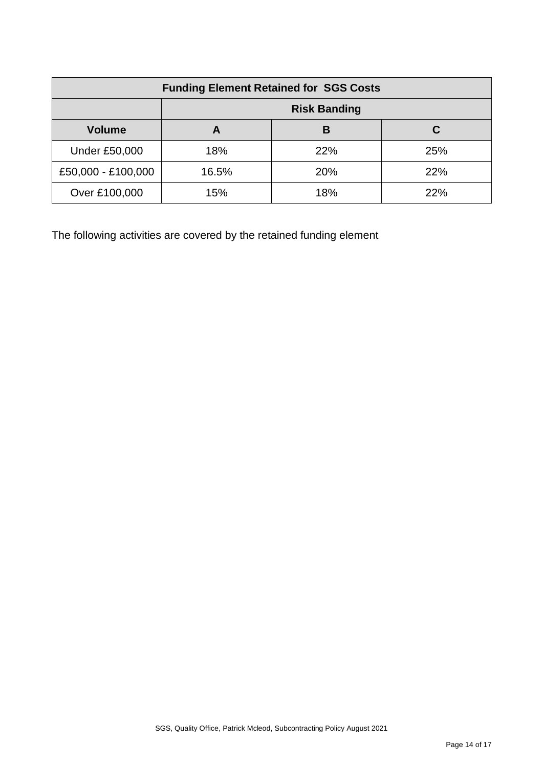| Funding Element Retained for SGS Costs | | | |
|---|---|---|---|
| | Risk Banding | | |
| **Volume** | **A** | **B** | **C** |
| Under £50,000 | 18% | 22% | 25% |
| £50,000 - £100,000 | 16.5% | 20% | 22% |
| Over £100,000 | 15% | 18% | 22% |

The following activities are covered by the retained funding element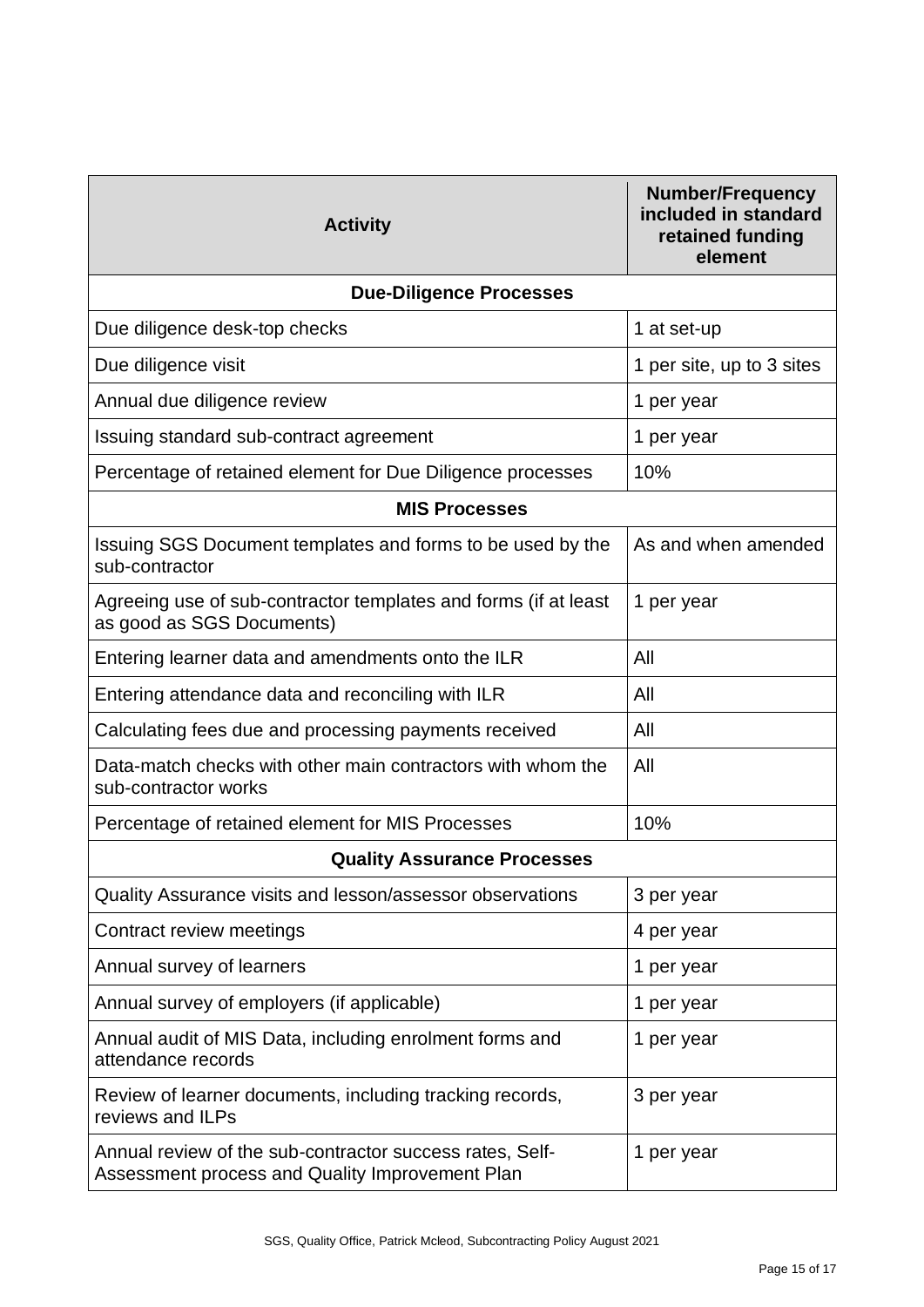| Activity | Number/Frequency included in standard retained funding element |
|---|---|
| **Due-Diligence Processes** | |
| Due diligence desk-top checks | 1 at set-up |
| Due diligence visit | 1 per site, up to 3 sites |
| Annual due diligence review | 1 per year |
| Issuing standard sub-contract agreement | 1 per year |
| Percentage of retained element for Due Diligence processes | 10% |
| **MIS Processes** | |
| Issuing SGS Document templates and forms to be used by the sub-contractor | As and when amended |
| Agreeing use of sub-contractor templates and forms (if at least as good as SGS Documents) | 1 per year |
| Entering learner data and amendments onto the ILR | All |
| Entering attendance data and reconciling with ILR | All |
| Calculating fees due and processing payments received | All |
| Data-match checks with other main contractors with whom the sub-contractor works | All |
| Percentage of retained element for MIS Processes | 10% |
| **Quality Assurance Processes** | |
| Quality Assurance visits and lesson/assessor observations | 3 per year |
| Contract review meetings | 4 per year |
| Annual survey of learners | 1 per year |
| Annual survey of employers (if applicable) | 1 per year |
| Annual audit of MIS Data, including enrolment forms and attendance records | 1 per year |
| Review of learner documents, including tracking records, reviews and ILPs | 3 per year |
| Annual review of the sub-contractor success rates, Self-Assessment process and Quality Improvement Plan | 1 per year |

SGS, Quality Office, Patrick Mcleod, Subcontracting Policy August 2021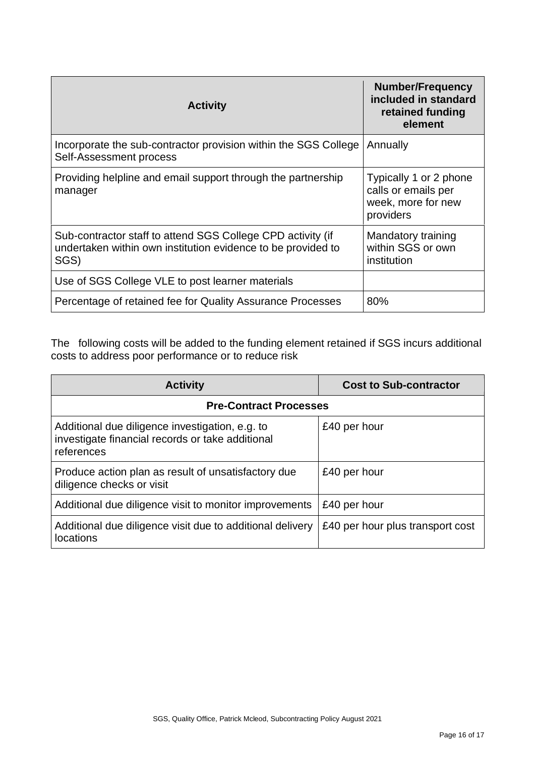| Activity | Number/Frequency included in standard retained funding element |
| --- | --- |
| Incorporate the sub-contractor provision within the SGS College Self-Assessment process | Annually |
| Providing helpline and email support through the partnership manager | Typically 1 or 2 phone calls or emails per week, more for new providers |
| Sub-contractor staff to attend SGS College CPD activity (if undertaken within own institution evidence to be provided to SGS) | Mandatory training within SGS or own institution |
| Use of SGS College VLE to post learner materials | |
| Percentage of retained fee for Quality Assurance Processes | 80% |

The following costs will be added to the funding element retained if SGS incurs additional costs to address poor performance or to reduce risk

| Activity | Cost to Sub-contractor |
| --- | --- |
| **Pre-Contract Processes** | |
| Additional due diligence investigation, e.g. to investigate financial records or take additional references | £40 per hour |
| Produce action plan as result of unsatisfactory due diligence checks or visit | £40 per hour |
| Additional due diligence visit to monitor improvements | £40 per hour |
| Additional due diligence visit due to additional delivery locations | £40 per hour plus transport cost |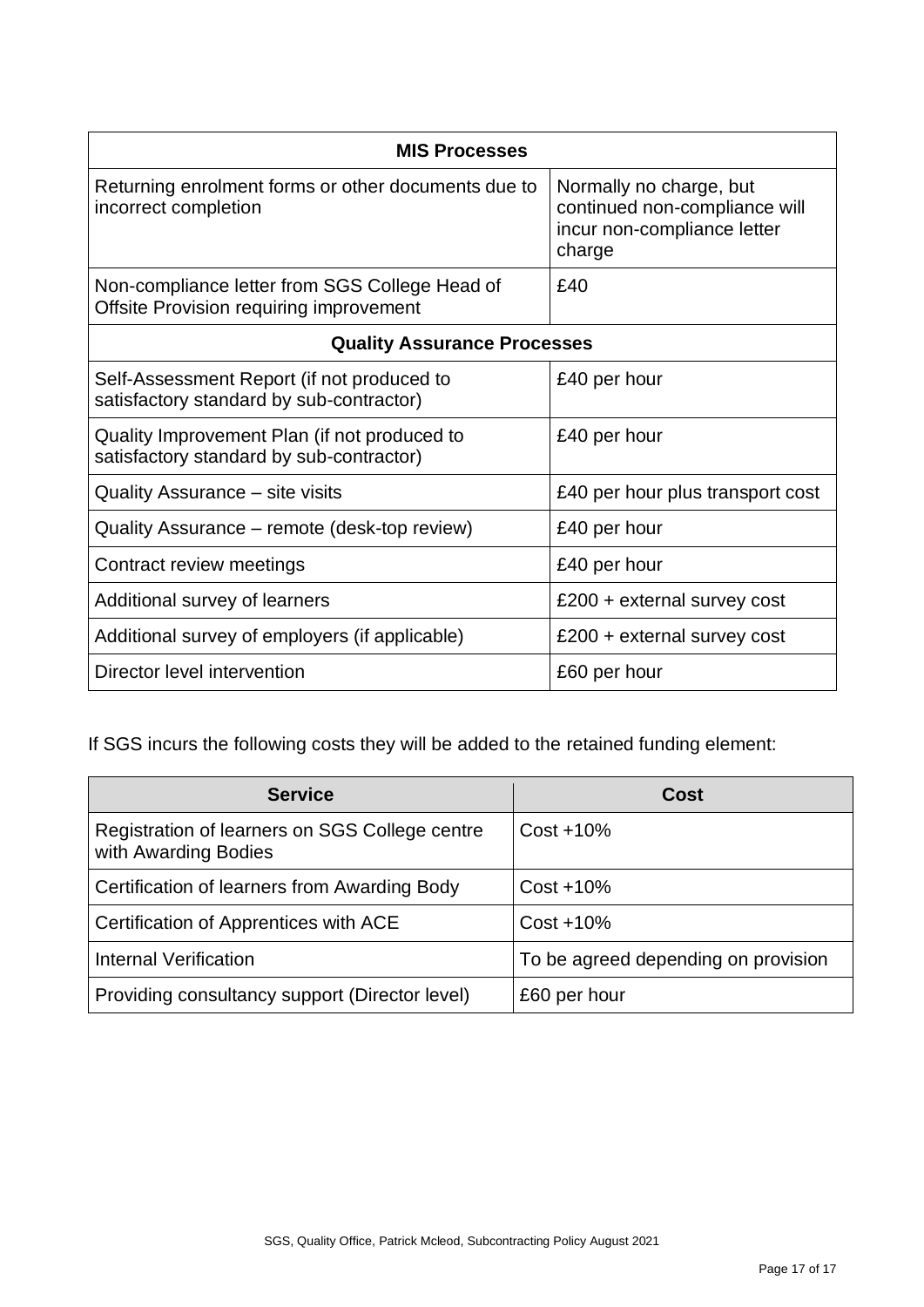| MIS Processes | |
|---|---|
| Returning enrolment forms or other documents due to incorrect completion | Normally no charge, but continued non-compliance will incur non-compliance letter charge |
| Non-compliance letter from SGS College Head of Offsite Provision requiring improvement | £40 |
| **Quality Assurance Processes** | |
| Self-Assessment Report (if not produced to satisfactory standard by sub-contractor) | £40 per hour |
| Quality Improvement Plan (if not produced to satisfactory standard by sub-contractor) | £40 per hour |
| Quality Assurance – site visits | £40 per hour plus transport cost |
| Quality Assurance – remote (desk-top review) | £40 per hour |
| Contract review meetings | £40 per hour |
| Additional survey of learners | £200 + external survey cost |
| Additional survey of employers (if applicable) | £200 + external survey cost |
| Director level intervention | £60 per hour |

If SGS incurs the following costs they will be added to the retained funding element:

| Service | Cost |
|---|---|
| Registration of learners on SGS College centre with Awarding Bodies | Cost +10% |
| Certification of learners from Awarding Body | Cost +10% |
| Certification of Apprentices with ACE | Cost +10% |
| Internal Verification | To be agreed depending on provision |
| Providing consultancy support (Director level) | £60 per hour |